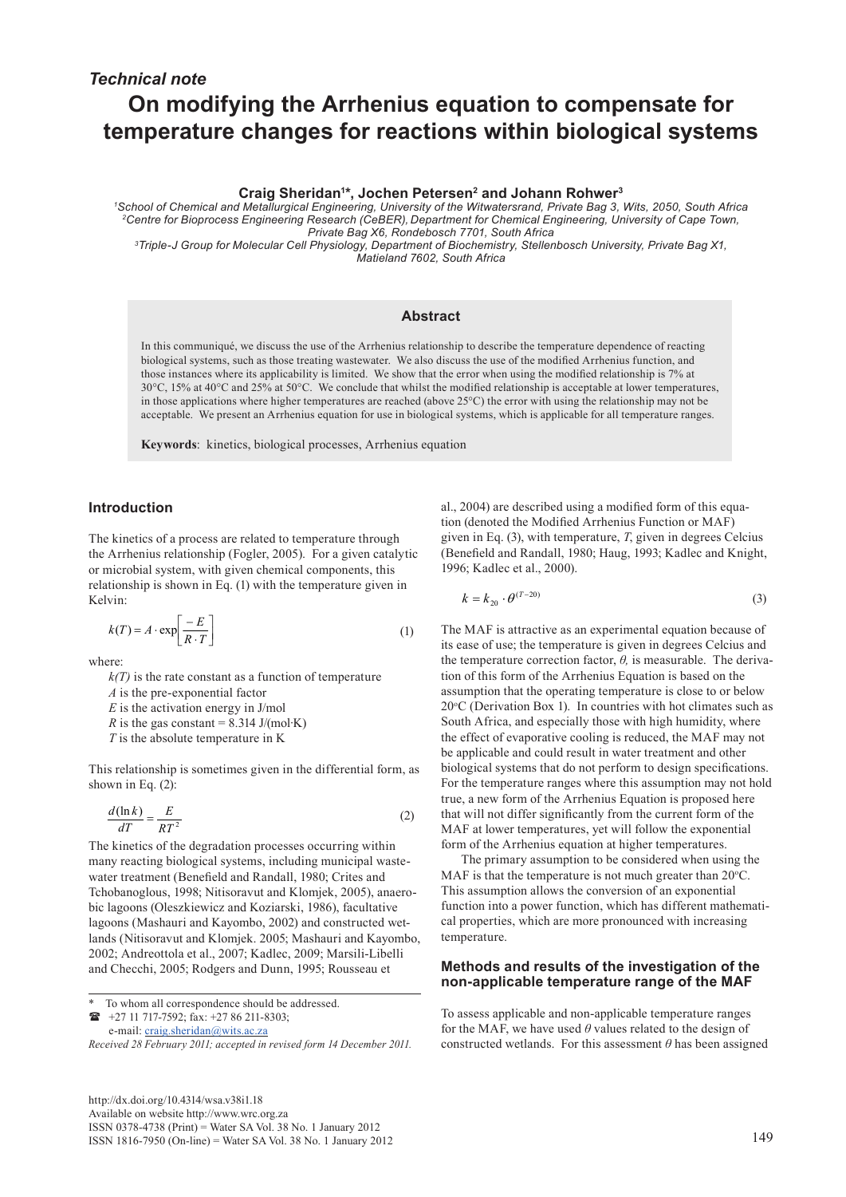*Technical note*

# On modifying the Arrhenius equation to compensate for temperature changes for reactions within biological systems

**Craig Sheridan[1]\*, Jochen Petersen[2] and Johann Rohwer[3]**

[1]*School of Chemical and Metallurgical Engineering, University of the Witwatersrand, Private Bag 3, Wits, 2050, South Africa*
[2]*Centre for Bioprocess Engineering Research (CeBER), Department for Chemical Engineering, University of Cape Town, Private Bag X6, Rondebosch 7701, South Africa*
[3]*Triple-J Group for Molecular Cell Physiology, Department of Biochemistry, Stellenbosch University, Private Bag X1, Matieland 7602, South Africa*

## Abstract

In this communiqué, we discuss the use of the Arrhenius relationship to describe the temperature dependence of reacting biological systems, such as those treating wastewater. We also discuss the use of the modified Arrhenius function, and those instances where its applicability is limited. We show that the error when using the modified relationship is 7% at 30°C, 15% at 40°C and 25% at 50°C. We conclude that whilst the modified relationship is acceptable at lower temperatures, in those applications where higher temperatures are reached (above 25°C) the error with using the relationship may not be acceptable. We present an Arrhenius equation for use in biological systems, which is applicable for all temperature ranges.

**Keywords**: kinetics, biological processes, Arrhenius equation

## Introduction

The kinetics of a process are related to temperature through the Arrhenius relationship (Fogler, 2005). For a given catalytic or microbial system, with given chemical components, this relationship is shown in Eq. (1) with the temperature given in Kelvin:

$$k(T) = A \cdot \exp\left[\frac{-E}{R \cdot T}\right] \tag{1}$$

where:

$k(T)$ is the rate constant as a function of temperature
$A$ is the pre-exponential factor
$E$ is the activation energy in J/mol
$R$ is the gas constant = 8.314 J/(mol·K)
$T$ is the absolute temperature in K

This relationship is sometimes given in the differential form, as shown in Eq. (2):

$$\frac{d(\ln k)}{dT} = \frac{E}{RT^2} \tag{2}$$

The kinetics of the degradation processes occurring within many reacting biological systems, including municipal wastewater treatment (Benefield and Randall, 1980; Crites and Tchobanoglous, 1998; Nitisoravut and Klomjek, 2005), anaerobic lagoons (Oleszkiewicz and Koziarski, 1986), facultative lagoons (Mashauri and Kayombo, 2002) and constructed wetlands (Nitisoravut and Klomjek. 2005; Mashauri and Kayombo, 2002; Andreottola et al., 2007; Kadlec, 2009; Marsili-Libelli and Checchi, 2005; Rodgers and Dunn, 1995; Rousseau et al., 2004) are described using a modified form of this equation (denoted the Modified Arrhenius Function or MAF) given in Eq. (3), with temperature, $T$, given in degrees Celcius (Benefield and Randall, 1980; Haug, 1993; Kadlec and Knight, 1996; Kadlec et al., 2000).

$$k = k_{20} \cdot \theta^{(T-20)} \tag{3}$$

The MAF is attractive as an experimental equation because of its ease of use; the temperature is given in degrees Celcius and the temperature correction factor, $\theta$, is measurable. The derivation of this form of the Arrhenius Equation is based on the assumption that the operating temperature is close to or below 20°C (Derivation Box 1). In countries with hot climates such as South Africa, and especially those with high humidity, where the effect of evaporative cooling is reduced, the MAF may not be applicable and could result in water treatment and other biological systems that do not perform to design specifications. For the temperature ranges where this assumption may not hold true, a new form of the Arrhenius Equation is proposed here that will not differ significantly from the current form of the MAF at lower temperatures, yet will follow the exponential form of the Arrhenius equation at higher temperatures.

The primary assumption to be considered when using the MAF is that the temperature is not much greater than 20°C. This assumption allows the conversion of an exponential function into a power function, which has different mathematical properties, which are more pronounced with increasing temperature.

### Methods and results of the investigation of the non-applicable temperature range of the MAF

To assess applicable and non-applicable temperature ranges for the MAF, we have used $\theta$ values related to the design of constructed wetlands. For this assessment $\theta$ has been assigned

---

\* To whom all correspondence should be addressed.
☎ +27 11 717-7592; fax: +27 86 211-8303;
e-mail: craig.sheridan@wits.ac.za

*Received 28 February 2011; accepted in revised form 14 December 2011.*

http://dx.doi.org/10.4314/wsa.v38i1.18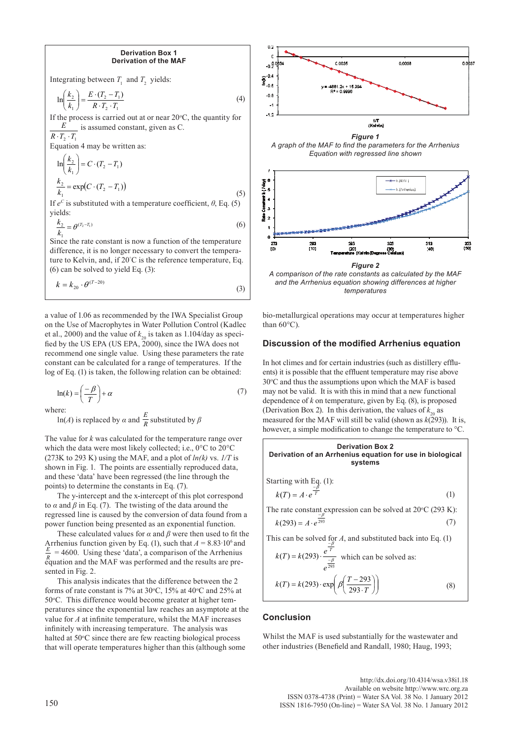**Derivation Box 1**
**Derivation of the MAF**

Integrating between $T_1$ and $T_2$ yields:

$$\ln\left(\frac{k_2}{k_1}\right) = \frac{E \cdot (T_2 - T_1)}{R \cdot T_2 \cdot T_1} \tag{4}$$

If the process is carried out at or near 20°C, the quantity for $\frac{E}{R \cdot T_2 \cdot T_1}$ is assumed constant, given as C.

Equation 4 may be written as:

$$\ln\left(\frac{k_2}{k_1}\right) = C \cdot (T_2 - T_1)$$

$$\frac{k_2}{k_1} = \exp(C \cdot (T_2 - T_1)) \tag{5}$$

If $e^C$ is substituted with a temperature coefficient, $\theta$, Eq. (5) yields:

$$\frac{k_2}{k_1} = \theta^{(T_2 - T_1)} \tag{6}$$

Since the rate constant is now a function of the temperature difference, it is no longer necessary to convert the temperature to Kelvin, and, if 20°C is the reference temperature, Eq. (6) can be solved to yield Eq. (3):

$$k = k_{20} \cdot \theta^{(T-20)} \tag{3}$$

a value of 1.06 as recommended by the IWA Specialist Group on the Use of Macrophytes in Water Pollution Control (Kadlec et al., 2000) and the value of $k_{20}$ is taken as 1.104/day as specified by the US EPA (US EPA, 2000), since the IWA does not recommend one single value. Using these parameters the rate constant can be calculated for a range of temperatures. If the log of Eq. (1) is taken, the following relation can be obtained:

$$\ln(k) = \left(\frac{-\beta}{T}\right) + \alpha \tag{7}$$

where:

$\ln(A)$ is replaced by $\alpha$ and $\frac{E}{R}$ substituted by $\beta$

The value for $k$ was calculated for the temperature range over which the data were most likely collected; i.e., 0°C to 20°C (273K to 293 K) using the MAF, and a plot of $ln(k)$ vs. $1/T$ is shown in Fig. 1. The points are essentially reproduced data, and these 'data' have been regressed (the line through the points) to determine the constants in Eq. (7).

The y-intercept and the x-intercept of this plot correspond to $\alpha$ and $\beta$ in Eq. (7). The twisting of the data around the regressed line is caused by the conversion of data found from a power function being presented as an exponential function.

These calculated values for $\alpha$ and $\beta$ were then used to fit the Arrhenius function given by Eq. (1), such that $A = 8.83 \cdot 10^6$ and $\frac{E}{R} = 4600$. Using these 'data', a comparison of the Arrhenius equation and the MAF was performed and the results are presented in Fig. 2.

This analysis indicates that the difference between the 2 forms of rate constant is 7% at 30°C, 15% at 40°C and 25% at 50°C. This difference would become greater at higher temperatures since the exponential law reaches an asymptote at the value for $A$ at infinite temperature, whilst the MAF increases infinitely with increasing temperature. The analysis was halted at 50°C since there are few reacting biological process that will operate temperatures higher than this (although some bio-metallurgical operations may occur at temperatures higher than 60°C).

*Figure 1*
*A graph of the MAF to find the parameters for the Arrhenius Equation with regressed line shown*

*Figure 2*
*A comparison of the rate constants as calculated by the MAF and the Arrhenius equation showing differences at higher temperatures*

## Discussion of the modified Arrhenius equation

In hot climes and for certain industries (such as distillery effluents) it is possible that the effluent temperature may rise above 30°C and thus the assumptions upon which the MAF is based may not be valid. It is with this in mind that a new functional dependence of $k$ on temperature, given by Eq. (8), is proposed (Derivation Box 2). In this derivation, the values of $k_{20}$ as measured for the MAF will still be valid (shown as $k$(293)). It is, however, a simple modification to change the temperature to °C.

**Derivation Box 2**
**Derivation of an Arrhenius equation for use in biological systems**

Starting with Eq. (1):

$$k(T) = A \cdot e^{\frac{-\beta}{T}} \tag{1}$$

The rate constant expression can be solved at 20°C (293 K):

$$k(293) = A \cdot e^{\frac{-\beta}{293}} \tag{7}$$

This can be solved for $A$, and substituted back into Eq. (1)

$$k(T) = k(293) \cdot \frac{e^{\frac{-\beta}{T}}}{e^{\frac{-\beta}{293}}}$$ which can be solved as:

$$k(T) = k(293) \cdot \exp\left(\beta\left(\frac{T-293}{293 \cdot T}\right)\right) \tag{8}$$

## Conclusion

Whilst the MAF is used substantially for the wastewater and other industries (Benefield and Randall, 1980; Haug, 1993;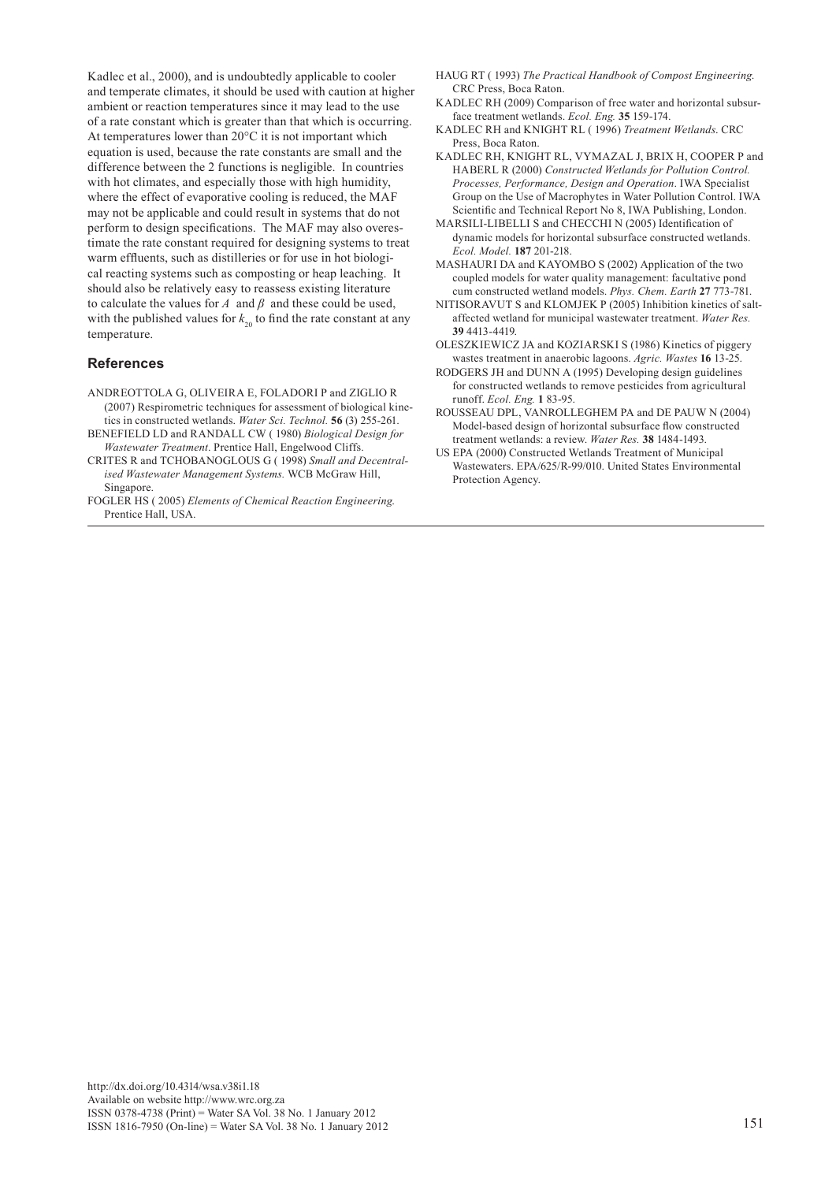Kadlec et al., 2000), and is undoubtedly applicable to cooler and temperate climates, it should be used with caution at higher ambient or reaction temperatures since it may lead to the use of a rate constant which is greater than that which is occurring. At temperatures lower than 20°C it is not important which equation is used, because the rate constants are small and the difference between the 2 functions is negligible. In countries with hot climates, and especially those with high humidity, where the effect of evaporative cooling is reduced, the MAF may not be applicable and could result in systems that do not perform to design specifications. The MAF may also overestimate the rate constant required for designing systems to treat warm effluents, such as distilleries or for use in hot biological reacting systems such as composting or heap leaching. It should also be relatively easy to reassess existing literature to calculate the values for $A$ and $\beta$ and these could be used, with the published values for $k_{20}$ to find the rate constant at any temperature.

## References

ANDREOTTOLA G, OLIVEIRA E, FOLADORI P and ZIGLIO R (2007) Respirometric techniques for assessment of biological kinetics in constructed wetlands. *Water Sci. Technol.* **56** (3) 255-261.

BENEFIELD LD and RANDALL CW ( 1980) *Biological Design for Wastewater Treatment*. Prentice Hall, Engelwood Cliffs.

CRITES R and TCHOBANOGLOUS G ( 1998) *Small and Decentralised Wastewater Management Systems.* WCB McGraw Hill, Singapore.

FOGLER HS ( 2005) *Elements of Chemical Reaction Engineering.* Prentice Hall, USA.

HAUG RT ( 1993) *The Practical Handbook of Compost Engineering.* CRC Press, Boca Raton.

KADLEC RH (2009) Comparison of free water and horizontal subsurface treatment wetlands. *Ecol. Eng.* **35** 159-174.

KADLEC RH and KNIGHT RL ( 1996) *Treatment Wetlands*. CRC Press, Boca Raton.

KADLEC RH, KNIGHT RL, VYMAZAL J, BRIX H, COOPER P and HABERL R (2000) *Constructed Wetlands for Pollution Control. Processes, Performance, Design and Operation*. IWA Specialist Group on the Use of Macrophytes in Water Pollution Control. IWA Scientific and Technical Report No 8, IWA Publishing, London.

MARSILI-LIBELLI S and CHECCHI N (2005) Identification of dynamic models for horizontal subsurface constructed wetlands. *Ecol. Model.* **187** 201-218.

MASHAURI DA and KAYOMBO S (2002) Application of the two coupled models for water quality management: facultative pond cum constructed wetland models. *Phys. Chem. Earth* **27** 773-781.

NITISORAVUT S and KLOMJEK P (2005) Inhibition kinetics of salt-affected wetland for municipal wastewater treatment. *Water Res.* **39** 4413-4419.

OLESZKIEWICZ JA and KOZIARSKI S (1986) Kinetics of piggery wastes treatment in anaerobic lagoons. *Agric. Wastes* **16** 13-25.

RODGERS JH and DUNN A (1995) Developing design guidelines for constructed wetlands to remove pesticides from agricultural runoff. *Ecol. Eng.* **1** 83-95.

ROUSSEAU DPL, VANROLLEGHEM PA and DE PAUW N (2004) Model-based design of horizontal subsurface flow constructed treatment wetlands: a review. *Water Res.* **38** 1484-1493.

US EPA (2000) Constructed Wetlands Treatment of Municipal Wastewaters. EPA/625/R-99/010. United States Environmental Protection Agency.